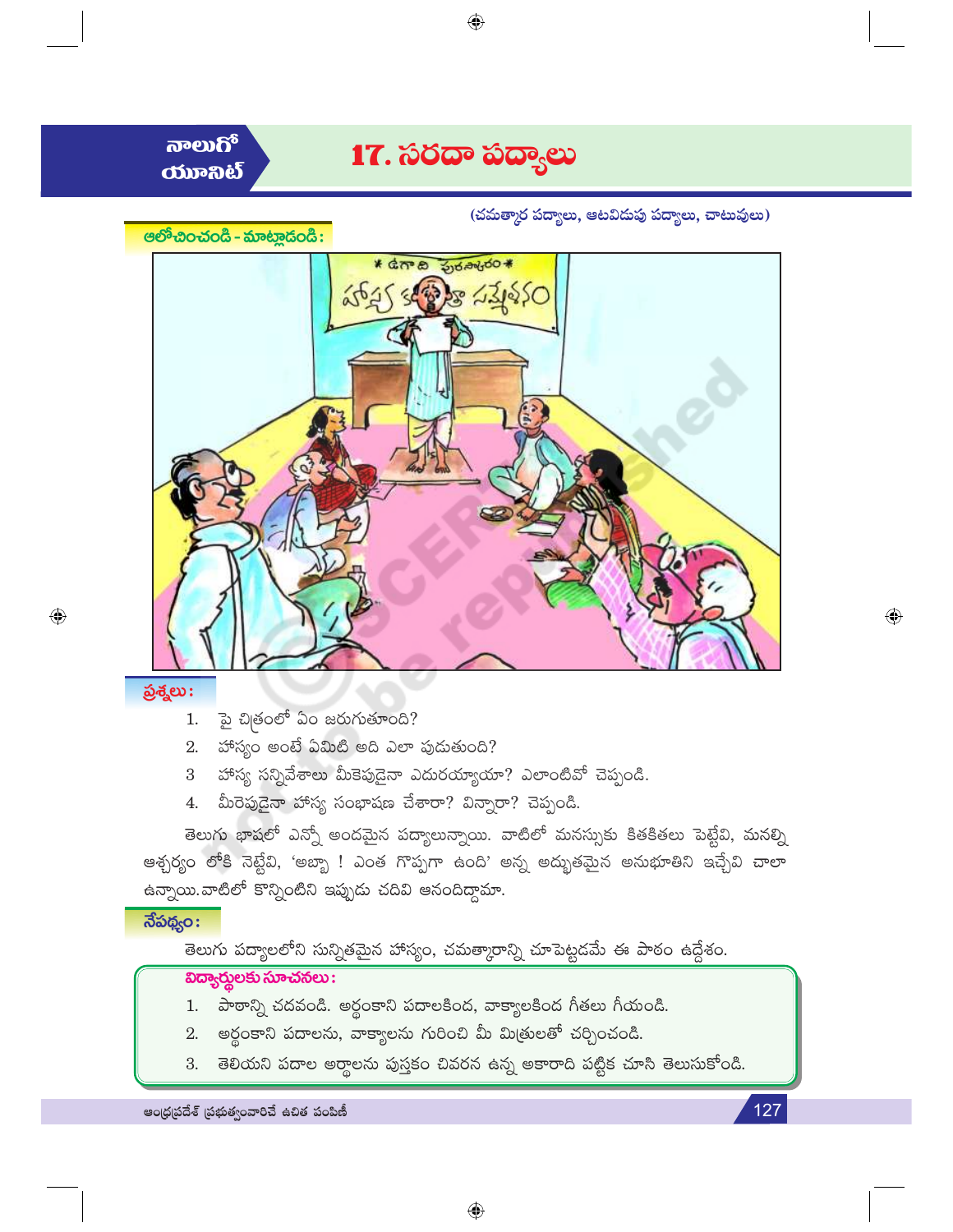నాలుగో యూనిట్

# 17. సరదా పద్యాలు

(చమత్కార పద్యాలు, ఆటవిడుపు పద్యాలు, చాటువులు)

**ఆలోచించండి - మాట్లాడండి :**

**ప్రశ్నలు :**

1. పై చిత్రంలో ఏం జరుగుతూంది?
2. హాస్యం అంటే ఏమిటి అది ఎలా పుడుతుంది?
3. హాస్య సన్నివేశాలు మీకెపుడైనా ఎదురయ్యాయా? ఎలాంటివో చెప్పండి.
4. మీరెప్పుడైనా హాస్య సంభాషణ చేశారా? విన్నారా? చెప్పండి.

తెలుగు భాషలో ఎన్నో అందమైన పద్యాలున్నాయి. వాటిలో మనస్సుకు కితకితలు పెట్టేవి, మనల్ని ఆశ్చర్యం లోకి నెట్టేవి, 'అబ్బా ! ఎంత గొప్పగా ఉంది' అన్న అద్భుతమైన అనుభూతిని ఇచ్చేవి చాలా ఉన్నాయి. వాటిలో కొన్నింటిని ఇప్పుడు చదివి ఆనందిద్దామా.

**నేపథ్యం :**

తెలుగు పద్యాలలోని సున్నితమైన హాస్యం, చమత్కారాన్ని చూపెట్టడమే ఈ పాఠం ఉద్దేశం.

**విద్యార్థులకు సూచనలు :**

1. పాఠాన్ని చదవండి. అర్థంకాని పదాలకింద, వాక్యాలకింద గీతలు గీయండి.
2. అర్థంకాని పదాలను, వాక్యాలను గురించి మీ మిత్రులతో చర్చించండి.
3. తెలియని పదాల అర్థాలను పుస్తకం చివరన ఉన్న అకారాది పట్టిక చూసి తెలుసుకోండి.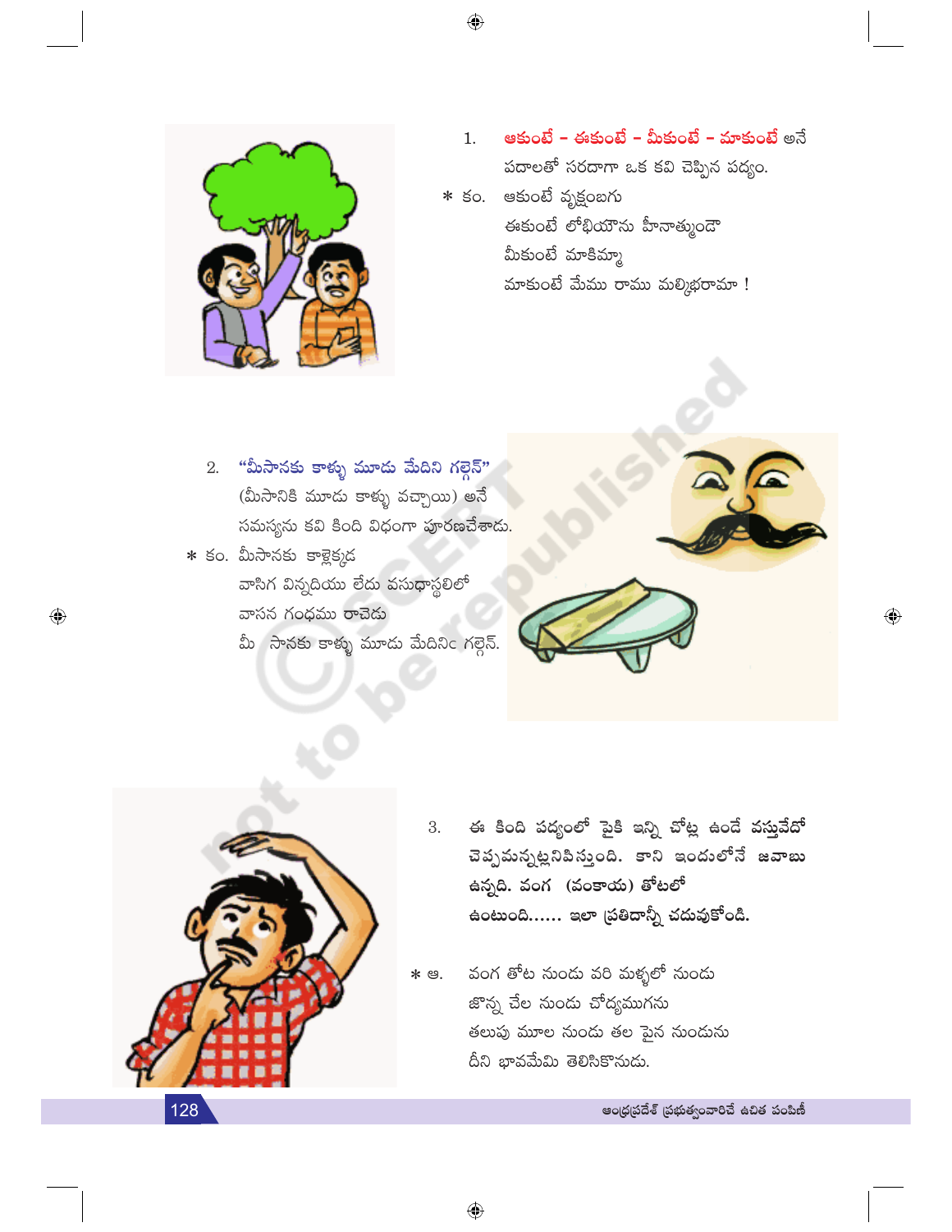1. **ఆకుంటే – ఈకుంటే – మీకుంటే – మాకుంటే** అనే పదాలతో సరదాగా ఒక కవి చెప్పిన పద్యం.

\* కం. ఆకుంటే వృక్షంబగు
ఈకుంటే లోభియౌను హీనాత్ముండౌ
మీకుంటే మాకిమ్మా
మాకుంటే మేము రాము మల్కిభరామా !

2. **"మీసానకు కాళ్ళు మూడు మేదిని గల్గెన్"** (మీసానికి మూడు కాళ్ళు వచ్చాయి) అనే సమస్యను కవి కింది విధంగా పూరణచేశాడు.

\* కం. మీసానకు కాళ్లెక్కడ
వాసిగ విన్నదియు లేదు వసుధాస్థలిలో
వాసన గంధము రాచెడు
మీ సానకు కాళ్ళు మూడు మేదినిc గల్గెన్.

3. **ఈ కింది పద్యంలో పైకి ఇన్ని చోట్ల ఉండే వస్తువేదో చెప్పమన్నట్లనిపిస్తుంది. కాని ఇందులోనే జవాబు ఉన్నది. వంగ (వంకాయ) తోటలో ఉంటుంది...... ఇలా ప్రతిదాన్నీ చదువుకోండి.**

\* ఆ. వంగ తోట నుండు వరి మళ్ళలో నుండు
జొన్న చేల నుండు చోద్యముగను
తలుపు మూల నుండు తల పైన నుండును
దీని భావమేమి తెలిసికొనుడు.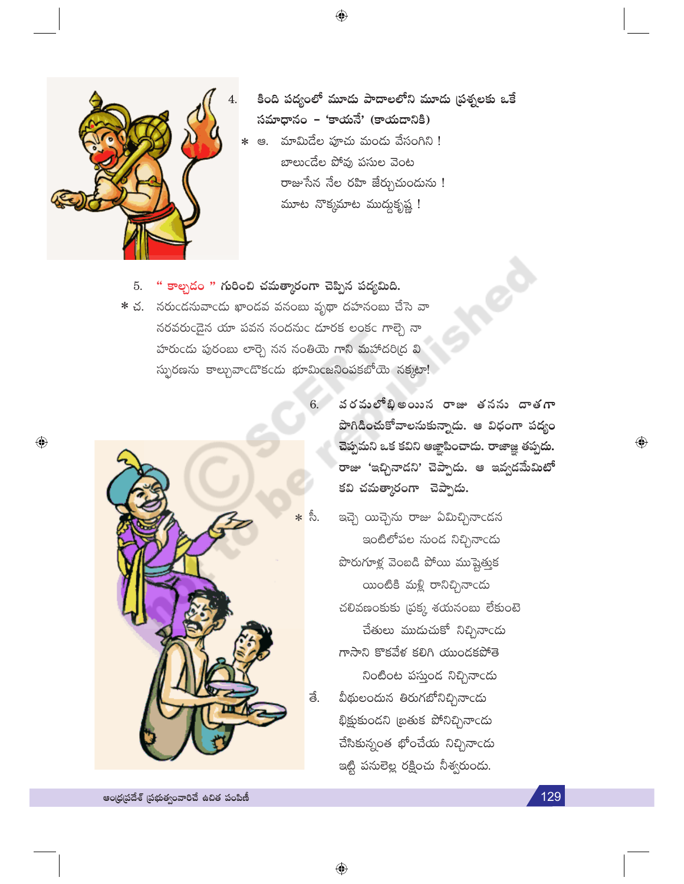4. కింది పద్యంలో మూడు పాదాలలోని మూడు ప్రశ్నలకు ఒకే సమాధానం – 'కాయనే' (కాయడానికి)

\* ఆ. మామిడేల పూచు మండు వేసంగిని !
బాలుఁడేల పోవు పసుల వెంట
రాజుసేన నేల రహి జేర్చుచుండును !
మూట నొక్కమాట ముద్దుకృష్ణ !

5. " కాల్చడం " గురించి చమత్కారంగా చెప్పిన పద్యమిది.

\* చ. నరుఁడనువాఁడు ఖాండవ వనంబు వృథా దహనంబు చేసె వా
నరవరుఁడైన యా పవన నందనుఁ డూరక లంకఁ గాల్చె నా
హరుఁడు పురంబు లార్చె నన నంతియె గాని మహాదరిద్ర వి
స్ఫురణను కాల్చువాఁడొకఁడు భూమిఁజనింపకబోయె నక్కటా!

6. పరమలోభి అయిన రాజు తనను దాతగా పొగిడించుకోవాలనుకున్నాడు. ఆ విధంగా పద్యం చెప్పమని ఒక కవిని ఆజ్ఞాపించాడు. రాజాజ్ఞ తప్పదు. రాజు 'ఇచ్చినాడని' చెప్పాడు. ఆ ఇవ్వడమేమిటో కవి చమత్కారంగా చెప్పాడు.

\* సీ. ఇచ్చె యిచ్చెను రాజు ఏమిచ్చినాఁడన
ఇంటిలోపల నుండ నిచ్చినాఁడు
పొరుగూళ్ల వెంబడి పోయి ముష్టెత్తుక
యింటికి మళ్లి రానిచ్చినాఁడు
చలివణంకుకు ప్రక్క శయనంబు లేకుంటె
చేతులు ముడుచుకో నిచ్చినాఁడు
గాసాని కొకవేళ కలిగి యుండకపోతె
నింటింట పస్తుండ నిచ్చినాఁడు

తే. వీథులందున తిరుగబోనిచ్చినాఁడు
భిక్షుకుండని బ్రతుక పోనిచ్చినాఁడు
చేసికున్నంత భోంచేయ నిచ్చినాఁడు
ఇట్టి పనులెల్ల రక్షించు నీశ్వరుండు.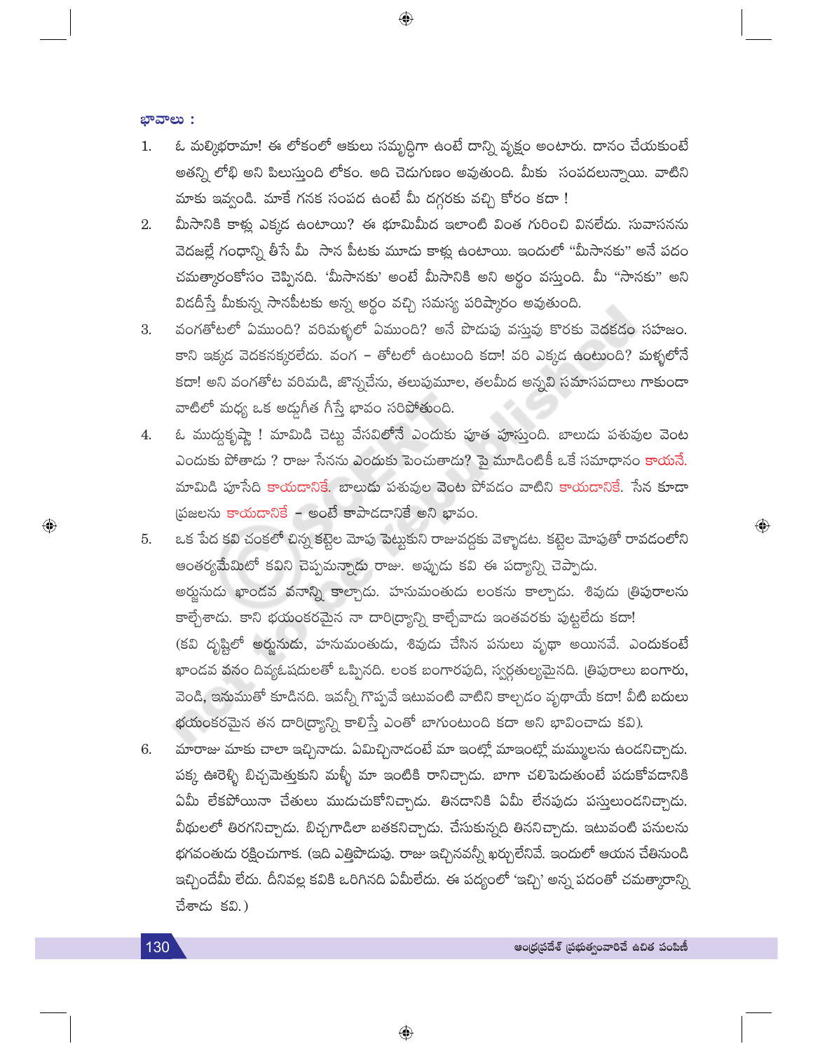**భావాలు :**

1. ఓ మల్కిభరామా! ఈ లోకంలో ఆకులు సమృద్ధిగా ఉంటే దాన్ని వృక్షం అంటారు. దానం చేయకుంటే అతన్ని లోభి అని పిలుస్తుంది లోకం. అది చెడుగుణం అవుతుంది. మీకు సంపదలున్నాయి. వాటిని మాకు ఇవ్వండి. మాకే గనక సంపద ఉంటే మీ దగ్గరకు వచ్చి కోరం కదా !

2. మీసానికి కాళ్లు ఎక్కడ ఉంటాయి? ఈ భూమిమీద ఇలాంటి వింత గురించి వినలేదు. సువాసనను వెదజల్లే గంధాన్ని తీసే మీ సాన పీటకు మూడు కాళ్లు ఉంటాయి. ఇందులో "మీసానకు" అనే పదం చమత్కారంకోసం చెప్పినది. 'మీసానకు' అంటే మీసానికి అని అర్థం వస్తుంది. మీ "సానకు" అని విడదీస్తే మీకున్న సానపీటకు అన్న అర్థం వచ్చి సమస్య పరిష్కారం అవుతుంది.

3. వంగతోటలో ఏముంది? వరిమళ్ళలో ఏముంది? అనే పొడుపు వస్తువు కొరకు వెదకడం సహజం. కాని ఇక్కడ వెదకనక్కరలేదు. వంగ – తోటలో ఉంటుంది కదా! వరి ఎక్కడ ఉంటుంది? మళ్ళలోనే కదా! అని వంగతోట వరిమడి, జొన్నచేను, తలుపుమూల, తలమీద అన్నవి సమాసపదాలు గాకుండా వాటిలో మధ్య ఒక అడ్డుగీత గీస్తే భావం సరిపోతుంది.

4. ఓ ముద్దుకృష్ణ ! మామిడి చెట్టు వేసవిలోనే ఎందుకు పూత పూస్తుంది. బాలుడు పశువుల వెంట ఎందుకు పోతాడు ? రాజు సేనను ఎందుకు పెంచుతాడు? పై మూడింటికీ ఒకే సమాధానం కాయనే. మామిడి పూసేది కాయడానికే. బాలుడు పశువుల వెంట పోవడం వాటిని కాయడానికే. సేన కూడా ప్రజలను కాయడానికే – అంటే కాపాడడానికే అని భావం.

5. ఒక పేద కవి చంకలో చిన్న కట్టెల మోపు పెట్టుకుని రాజువద్దకు వెళ్ళాడట. కట్టెల మోపుతో రావడంలోని ఆంతర్యమేమిటో కవిని చెప్పమన్నాడు రాజు. అప్పుడు కవి ఈ పద్యాన్ని చెప్పాడు.
   అర్జునుడు ఖాండవ వనాన్ని కాల్చాడు. హనుమంతుడు లంకను కాల్చాడు. శివుడు త్రిపురాలను కాల్చేశాడు. కాని భయంకరమైన నా దారిద్ర్యాన్ని కాల్చేవాడు ఇంతవరకు పుట్టలేదు కదా!
   (కవి దృష్టిలో అర్జునుడు, హనుమంతుడు, శివుడు చేసిన పనులు వృథా అయినవే. ఎందుకంటే ఖాండవ వనం దివ్యఓషధులతో ఒప్పినది. లంక బంగారపుది, స్వర్గతుల్యమైనది. త్రిపురాలు బంగారు, వెండి, ఇనుముతో కూడినది. ఇవన్నీ గొప్పవే ఇటువంటి వాటిని కాల్చడం వృథాయే కదా! వీటి బదులు భయంకరమైన తన దారిద్ర్యాన్ని కాలిస్తే ఎంతో బాగుంటుంది కదా అని భావించాడు కవి).

6. మారాజు మాకు చాలా ఇచ్చినాడు. ఏమిచ్చినాడంటే మా ఇంట్లో మాఇంట్లో మమ్ములను ఉండనిచ్చాడు. పక్క ఊరెళ్ళి బిచ్చమెత్తుకుని మళ్ళీ మా ఇంటికి రానిచ్చాడు. బాగా చలిపెడుతుంటే పడుకోవడానికి ఏమీ లేకపోయినా చేతులు ముడుచుకోనిచ్చాడు. తినడానికి ఏమీ లేనపుడు పస్తులుండనిచ్చాడు. వీథులలో తిరగనిచ్చాడు. బిచ్చగాడిలా బతకనిచ్చాడు. చేసుకున్నది తిననిచ్చాడు. ఇటువంటి పనులను భగవంతుడు రక్షించుగాక. (ఇది ఎత్తిపొడుపు. రాజు ఇచ్చినవన్నీ ఖర్చులేనివే. ఇందులో ఆయన చేతినుండి ఇచ్చిందేమీ లేదు. దీనివల్ల కవికి ఒరిగినది ఏమీలేదు. ఈ పద్యంలో 'ఇచ్చి' అన్న పదంతో చమత్కారాన్ని చేశాడు కవి.)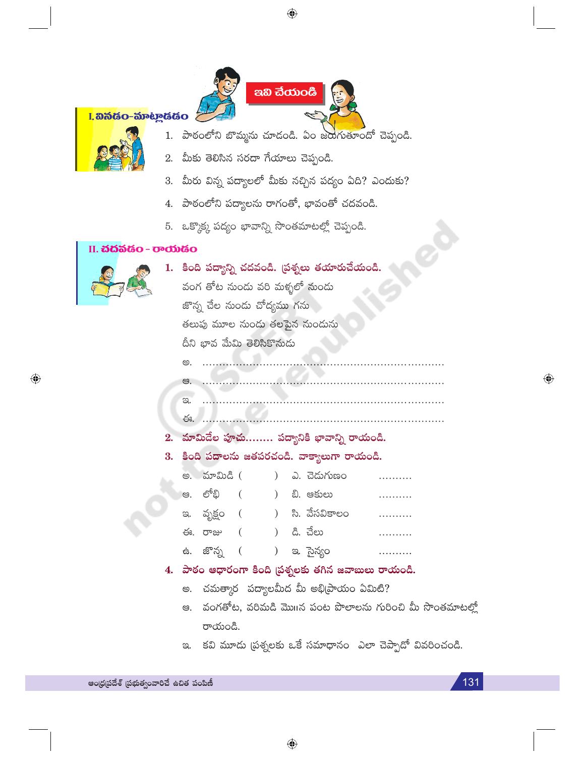## ఇవి చేయండి

### I. వినడం-మాట్లాడడం

1. పాఠంలోని బొమ్మను చూడండి. ఏం జరుగుతూందో చెప్పండి.
2. మీకు తెలిసిన సరదా గేయాలు చెప్పండి.
3. మీరు విన్న పద్యాలలో మీకు నచ్చిన పద్యం ఏది? ఎందుకు?
4. పాఠంలోని పద్యాలను రాగంతో, భావంతో చదవండి.
5. ఒక్కొక్క పద్యం భావాన్ని సొంతమాటల్లో చెప్పండి.

### II. చదవడం - రాయడం

**1. కింది పద్యాన్ని చదవండి. ప్రశ్నలు తయారుచేయండి.**

వంగ తోట నుండు వరి మళ్ళలో నుండు
జొన్న చేల నుండు చోద్యము గను
తలుపు మూల నుండు తలపైన నుండును
దీని భావ మేమి తెలిసికొనుడు

అ. ....................................................................

ఆ. ....................................................................

ఇ. ....................................................................

ఈ. ....................................................................

**2. మామిడేల పూచు........ పద్యానికి భావాన్ని రాయండి.**

**3. కింది పదాలను జతపరచండి. వాక్యాలుగా రాయండి.**

| | | | | |
|---|---|---|---|---|
| అ. మామిడి | ( ) | ఎ. చెడుగుణం | .......... |
| ఆ. లోభి | ( ) | బి. ఆకులు | .......... |
| ఇ. వృక్షం | ( ) | సి. వేసవికాలం | .......... |
| ఈ. రాజు | ( ) | డి. చేలు | .......... |
| ఉ. జొన్న | ( ) | ఇ. సైన్యం | .......... |

**4. పాఠం ఆధారంగా కింది ప్రశ్నలకు తగిన జవాబులు రాయండి.**

అ. చమత్కార పద్యాలమీద మీ అభిప్రాయం ఏమిటి?

ఆ. వంగతోట, వరిమడి మొ॥న పంట పొలాలను గురించి మీ సొంతమాటల్లో రాయండి.

ఇ. కవి మూడు ప్రశ్నలకు ఒకే సమాధానం ఎలా చెప్పాడో వివరించండి.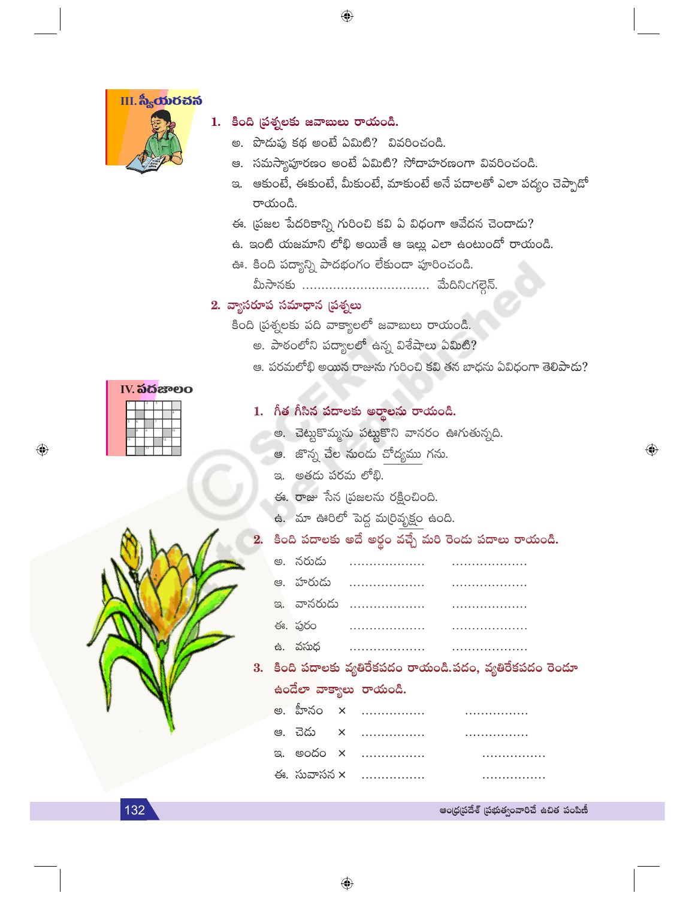## III. స్వీయరచన

**1. కింది ప్రశ్నలకు జవాబులు రాయండి.**

అ. పొడుపు కథ అంటే ఏమిటి? వివరించండి.

ఆ. సమస్యాపూరణం అంటే ఏమిటి? సోదాహరణంగా వివరించండి.

ఇ. ఆకుంటే, ఈకుంటే, మీకుంటే, మాకుంటే అనే పదాలతో ఎలా పద్యం చెప్పాడో రాయండి.

ఈ. ప్రజల పేదరికాన్ని గురించి కవి ఏ విధంగా ఆవేదన చెందాడు?

ఉ. ఇంటి యజమాని లోభి అయితే ఆ ఇల్లు ఎలా ఉంటుందో రాయండి.

ఊ. కింది పద్యాన్ని పాదభంగం లేకుండా పూరించండి.

మీసానకు ................................ మేదినిఁగల్గెన్.

**2. వ్యాసరూప సమాధాన ప్రశ్నలు**

కింది ప్రశ్నలకు పది వాక్యాలలో జవాబులు రాయండి.

అ. పాఠంలోని పద్యాలలో ఉన్న విశేషాలు ఏమిటి?

ఆ. పరమలోభి అయిన రాజును గురించి కవి తన బాధను ఏవిధంగా తెలిపాడు?

## IV. పదజాలం

**1. గీత గీసిన పదాలకు అర్థాలను రాయండి.**

అ. చెట్టుకొమ్మను పట్టుకొని వానరం ఊగుతున్నది.

ఆ. జొన్న చేల నుండు చోద్యము గను.

ఇ. అతడు పరమ లోభి.

ఈ. రాజు సేన ప్రజలను రక్షించింది.

ఉ. మా ఊరిలో పెద్ద మర్రివృక్షం ఉంది.

**2. కింది పదాలకు అదే అర్థం వచ్చే మరి రెండు పదాలు రాయండి.**

అ. నరుడు .................. ..................

ఆ. హరుడు .................. ..................

ఇ. వానరుడు .................. ..................

ఈ. పురం .................. ..................

ఉ. వసుధ .................. ..................

**3. కింది పదాలకు వ్యతిరేకపదం రాయండి. పదం, వ్యతిరేకపదం రెండూ ఉండేలా వాక్యాలు రాయండి.**

అ. హీనం × ................ ................

ఆ. చెడు × ................ ................

ఇ. అందం × ................ ................

ఈ. సువాసన × ................ ................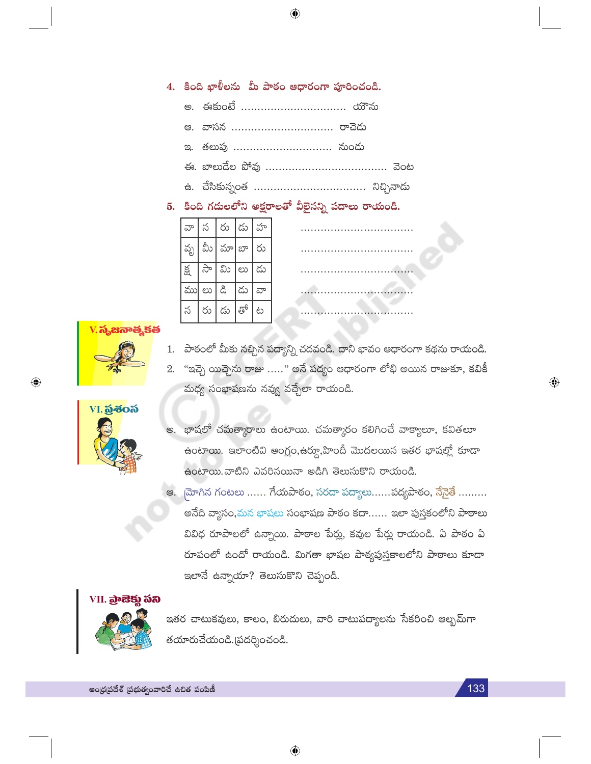**4. కింది ఖాళీలను మీ పాఠం ఆధారంగా పూరించండి.**

అ. ఈకుంటే ................................ యౌను

ఆ. వాసన ................................ రాచెడు

ఇ. తలుపు ................................ నుండు

ఈ. బాలుడేల పోవు ................................ వెంట

ఉ. చేసికున్నంత ................................ నిచ్చినాడు

**5. కింది గడులలోని అక్షరాలతో వీలైనన్ని పదాలు రాయండి.**

| వా | న | రు | డు | హ |
|---|---|---|---|---|
| వృ | మీ | మా | బా | రు |
| క్ష | సా | మి | లు | డు |
| ము | లు | డి | డు | వా |
| న | రు | డు | తో | ట |

................................

................................

................................

................................

................................

## V. సృజనాత్మకత

1. పాఠంలో మీకు నచ్చిన పద్యాన్ని చదవండి. దాని భావం ఆధారంగా కథను రాయండి.
2. "ఇచ్చె యిచ్చెను రాజు ....." అనే పద్యం ఆధారంగా లోభి అయిన రాజుకూ, కవికీ మధ్య సంభాషణను నవ్వు వచ్చేలా రాయండి.

## VI. ప్రశంస

అ. భాషలో చమత్కారాలు ఉంటాయి. చమత్కారం కలిగించే వాక్యాలూ, కవితలూ ఉంటాయి. ఇలాంటివి ఆంగ్లం,ఉర్దూ,హిందీ మొదలయిన ఇతర భాషల్లో కూడా ఉంటాయి.వాటిని ఎవరినయినా అడిగి తెలుసుకొని రాయండి.

ఆ. మ్రోగిన గంటలు ...... గేయపాఠం, సరదా పద్యాలు......పద్యపాఠం, నేనైతే ......... అనేది వ్యాసం,మన భాషలు సంభాషణ పాఠం కదా...... ఇలా పుస్తకంలోని పాఠాలు వివిధ రూపాలలో ఉన్నాయి. పాఠాల పేర్లు, కవుల పేర్లు రాయండి. ఏ పాఠం ఏ రూపంలో ఉందో రాయండి. మిగతా భాషల పాఠ్యపుస్తకాలలోని పాఠాలు కూడా ఇలానే ఉన్నాయా? తెలుసుకొని చెప్పండి.

## VII. ప్రాజెక్టు పని

ఇతర చాటుకవులు, కాలం, బిరుదులు, వారి చాటుపద్యాలను సేకరించి ఆల్బమ్‌గా తయారుచేయండి.ప్రదర్శించండి.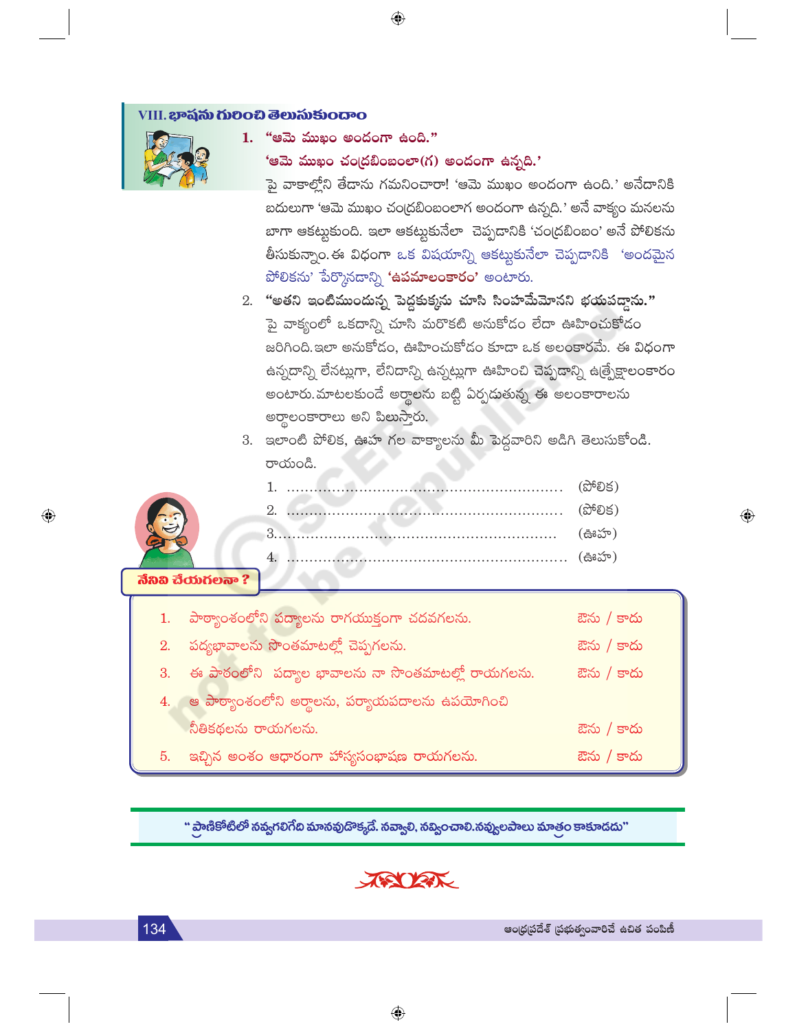## VIII. భాషను గురించి తెలుసుకుందాం

1. **"ఆమె ముఖం అందంగా ఉంది."**

   **'ఆమె ముఖం చంద్రబింబంలా(గ) అందంగా ఉన్నది.'**

   పై వాక్యాల్లోని తేడాను గమనించారా! 'ఆమె ముఖం అందంగా ఉంది.' అనేదానికి బదులుగా 'ఆమె ముఖం చంద్రబింబంలాగ అందంగా ఉన్నది.' అనే వాక్యం మనలను బాగా ఆకట్టుకుంది. ఇలా ఆకట్టుకునేలా చెప్పడానికి 'చంద్రబింబం' అనే పోలికను తీసుకున్నాం. ఈ విధంగా ఒక విషయాన్ని ఆకట్టుకునేలా చెప్పడానికి 'అందమైన పోలికను' పేర్కొనడాన్ని **'ఉపమాలంకారం'** అంటారు.

2. **"అతని ఇంటిముందున్న పెద్దకుక్కను చూసి సింహమేమోనని భయపడ్డాను."**

   పై వాక్యంలో ఒకదాన్ని చూసి మరొకటి అనుకోడం లేదా ఊహించుకోడం జరిగింది. ఇలా అనుకోడం, ఊహించుకోడం కూడా ఒక అలంకారమే. ఈ విధంగా ఉన్నదాన్ని లేనట్లుగా, లేనిదాన్ని ఉన్నట్లుగా ఊహించి చెప్పడాన్ని ఉత్ప్రేక్షాలంకారం అంటారు. మాటలకుండే అర్థాలను బట్టి ఏర్పడుతున్న ఈ అలంకారాలను అర్థాలంకారాలు అని పిలుస్తారు.

3. ఇలాంటి పోలిక, ఊహ గల వాక్యాలను మీ పెద్దవారిని అడిగి తెలుసుకోండి. రాయండి.

   1. ........................................................ (పోలిక)
   2. ........................................................ (పోలిక)
   3. ........................................................ (ఊహ)
   4. ........................................................ (ఊహ)

### నేనివి చేయగలనా ?

| | | |
|---|---|---|
| 1. | పాఠ్యాంశంలోని పద్యాలను రాగయుక్తంగా చదవగలను. | ఔను / కాదు |
| 2. | పద్యభావాలను సొంతమాటల్లో చెప్పగలను. | ఔను / కాదు |
| 3. | ఈ పాఠంలోని పద్యాల భావాలను నా సొంతమాటల్లో రాయగలను. | ఔను / కాదు |
| 4. | ఆ పాఠ్యాంశంలోని అర్థాలను, పర్యాయపదాలను ఉపయోగించి నీతికథలను రాయగలను. | ఔను / కాదు |
| 5. | ఇచ్చిన అంశం ఆధారంగా హాస్యసంభాషణ రాయగలను. | ఔను / కాదు |

**" ప్రాణికోటిలో నవ్వగలిగేది మానవుడొక్కడే. నవ్వాలి, నవ్వించాలి.నవ్వులపాలు మాత్రం కాకూడదు"**